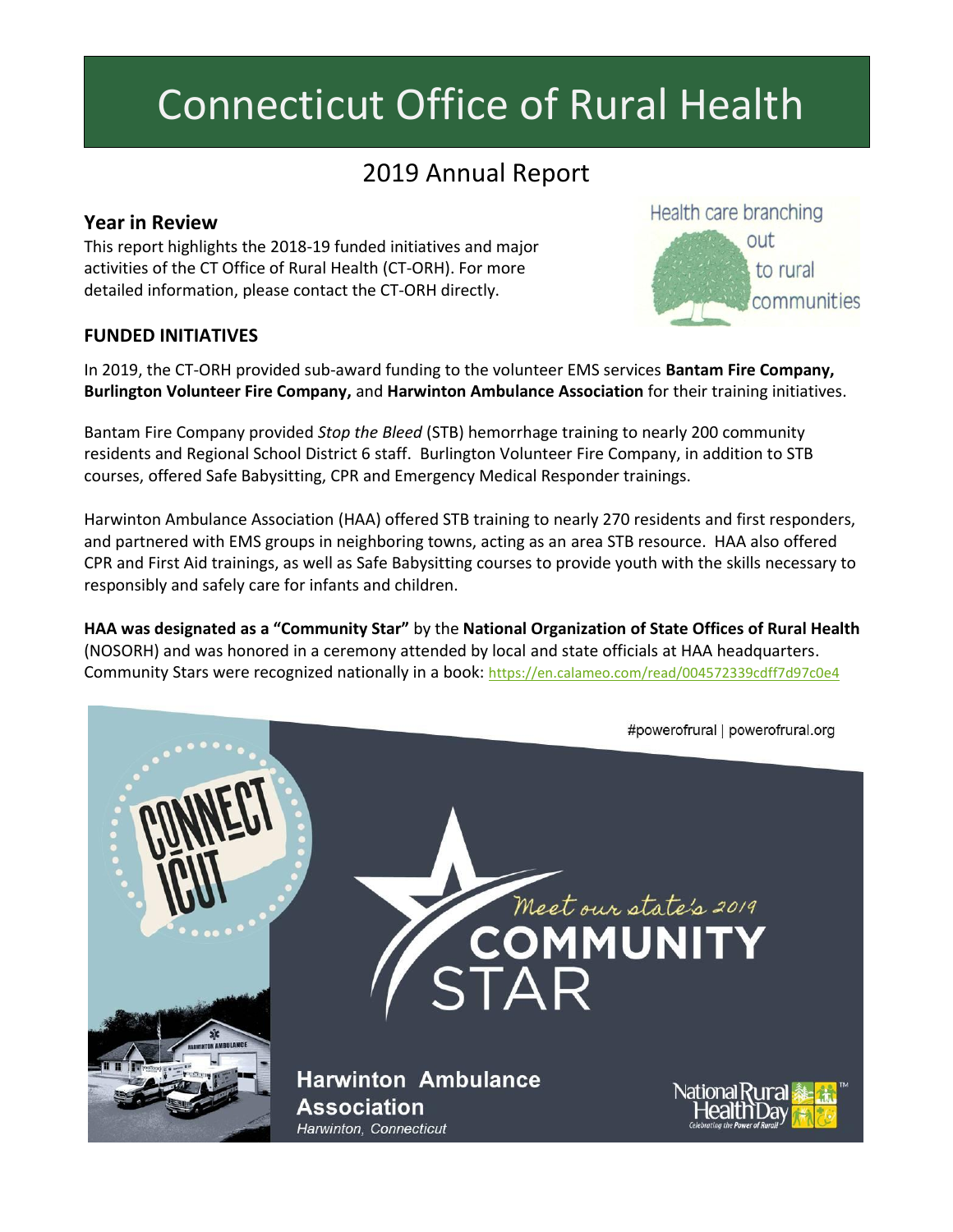# Connecticut Office of Rural Health

## 2019 Annual Report

### Year in Review

This report highlights the 2018-19 funded initiatives and major activities of the CT Office of Rural Health (CT-ORH). For more detailed information, please contact the CT-ORH directly.

Health care branching out to rural communities

### FUNDED INITIATIVES

In 2019, the CT-ORH provided sub-award funding to the volunteer EMS services **Bantam Fire Company, Burlington Volunteer Fire Company,** and **Harwinton Ambulance Association** for their training initiatives.

Bantam Fire Company provided *Stop the Bleed* (STB) hemorrhage training to nearly 200 community residents and Regional School District 6 staff. Burlington Volunteer Fire Company, in addition to STB courses, offered Safe Babysitting, CPR and Emergency Medical Responder trainings.

Harwinton Ambulance Association (HAA) offered STB training to nearly 270 residents and first responders, and partnered with EMS groups in neighboring towns, acting as an area STB resource. HAA also offered CPR and First Aid trainings, as well as Safe Babysitting courses to provide youth with the skills necessary to responsibly and safely care for infants and children.

**HAA was designated as a "Community Star"** by the **National Organization of State Offices of Rural Health** (NOSORH) and was honored in a ceremony attended by local and state officials at HAA headquarters. Community Stars were recognized nationally in a book: https://en.calameo.com/read/004572339cdff7d97c0e4

#powerofrural | powerofrural.org

CONNECTICUT

Meet our state's 2019 COMMUNITY STAR

**Harwinton Ambulance Association**
*Harwinton, Connecticut*

National Rural Health Day — Celebrating the Power of Rural!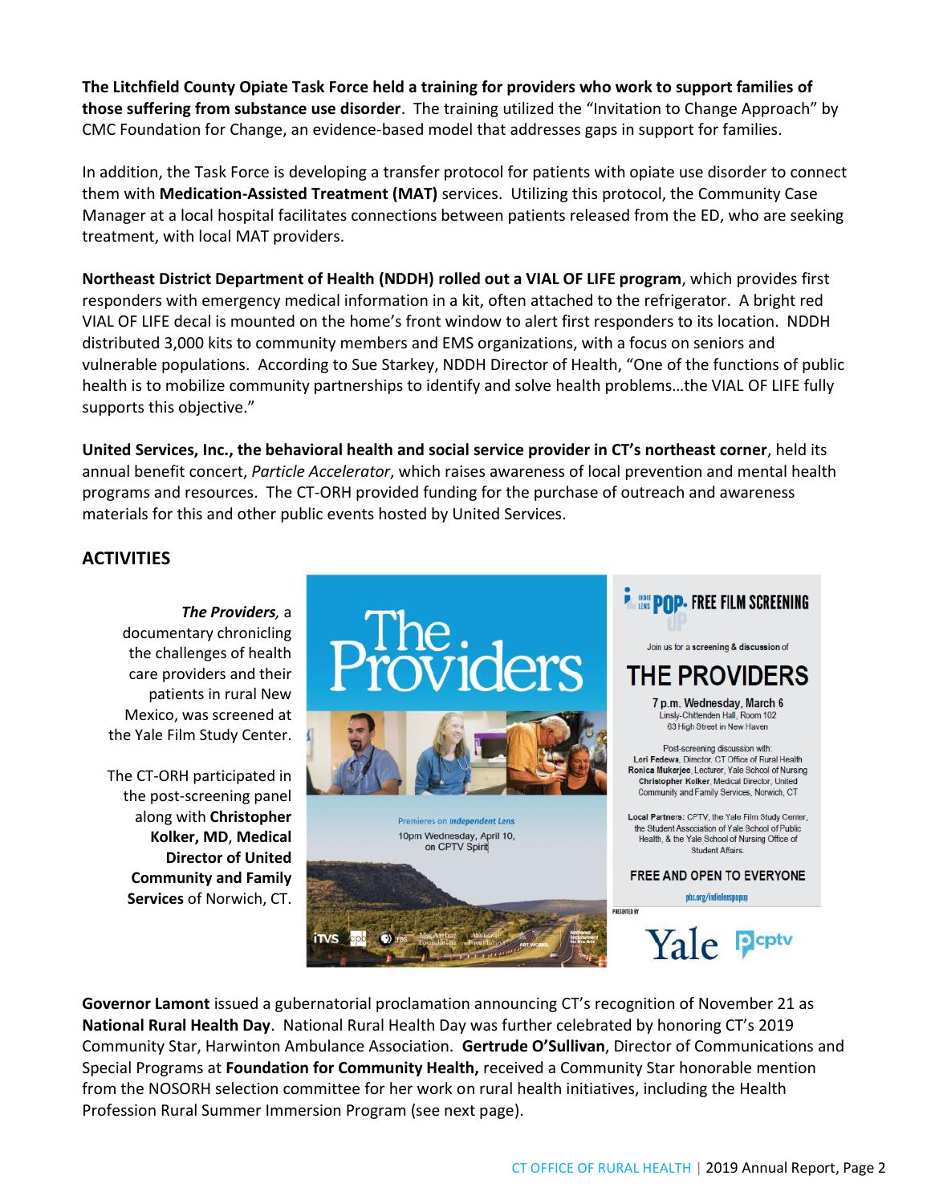**The Litchfield County Opiate Task Force held a training for providers who work to support families of those suffering from substance use disorder**. The training utilized the "Invitation to Change Approach" by CMC Foundation for Change, an evidence-based model that addresses gaps in support for families.

In addition, the Task Force is developing a transfer protocol for patients with opiate use disorder to connect them with **Medication-Assisted Treatment (MAT)** services. Utilizing this protocol, the Community Case Manager at a local hospital facilitates connections between patients released from the ED, who are seeking treatment, with local MAT providers.

**Northeast District Department of Health (NDDH) rolled out a VIAL OF LIFE program**, which provides first responders with emergency medical information in a kit, often attached to the refrigerator. A bright red VIAL OF LIFE decal is mounted on the home's front window to alert first responders to its location. NDDH distributed 3,000 kits to community members and EMS organizations, with a focus on seniors and vulnerable populations. According to Sue Starkey, NDDH Director of Health, "One of the functions of public health is to mobilize community partnerships to identify and solve health problems…the VIAL OF LIFE fully supports this objective."

**United Services, Inc., the behavioral health and social service provider in CT's northeast corner**, held its annual benefit concert, *Particle Accelerator*, which raises awareness of local prevention and mental health programs and resources. The CT-ORH provided funding for the purchase of outreach and awareness materials for this and other public events hosted by United Services.

## ACTIVITIES

***The Providers***, a documentary chronicling the challenges of health care providers and their patients in rural New Mexico, was screened at the Yale Film Study Center.

The CT-ORH participated in the post-screening panel along with **Christopher Kolker, MD**, **Medical Director of United Community and Family Services** of Norwich, CT.

**Governor Lamont** issued a gubernatorial proclamation announcing CT's recognition of November 21 as **National Rural Health Day**. National Rural Health Day was further celebrated by honoring CT's 2019 Community Star, Harwinton Ambulance Association. **Gertrude O'Sullivan**, Director of Communications and Special Programs at **Foundation for Community Health,** received a Community Star honorable mention from the NOSORH selection committee for her work on rural health initiatives, including the Health Profession Rural Summer Immersion Program (see next page).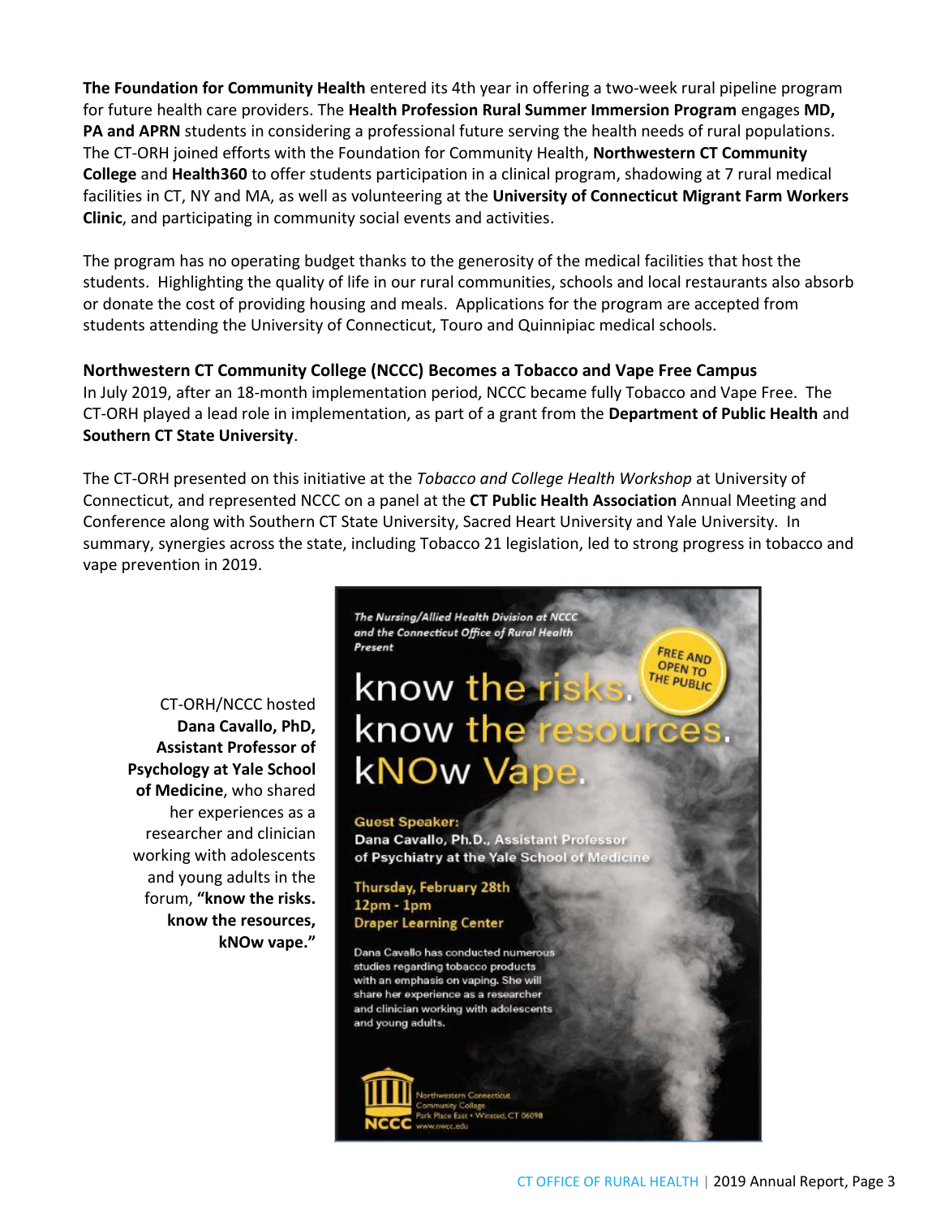**The Foundation for Community Health** entered its 4th year in offering a two-week rural pipeline program for future health care providers. The **Health Profession Rural Summer Immersion Program** engages **MD, PA and APRN** students in considering a professional future serving the health needs of rural populations. The CT-ORH joined efforts with the Foundation for Community Health, **Northwestern CT Community College** and **Health360** to offer students participation in a clinical program, shadowing at 7 rural medical facilities in CT, NY and MA, as well as volunteering at the **University of Connecticut Migrant Farm Workers Clinic**, and participating in community social events and activities.

The program has no operating budget thanks to the generosity of the medical facilities that host the students. Highlighting the quality of life in our rural communities, schools and local restaurants also absorb or donate the cost of providing housing and meals. Applications for the program are accepted from students attending the University of Connecticut, Touro and Quinnipiac medical schools.

### Northwestern CT Community College (NCCC) Becomes a Tobacco and Vape Free Campus

In July 2019, after an 18-month implementation period, NCCC became fully Tobacco and Vape Free. The CT-ORH played a lead role in implementation, as part of a grant from the **Department of Public Health** and **Southern CT State University**.

The CT-ORH presented on this initiative at the *Tobacco and College Health Workshop* at University of Connecticut, and represented NCCC on a panel at the **CT Public Health Association** Annual Meeting and Conference along with Southern CT State University, Sacred Heart University and Yale University. In summary, synergies across the state, including Tobacco 21 legislation, led to strong progress in tobacco and vape prevention in 2019.

CT-ORH/NCCC hosted **Dana Cavallo, PhD, Assistant Professor of Psychology at Yale School of Medicine**, who shared her experiences as a researcher and clinician working with adolescents and young adults in the forum, **"know the risks. know the resources, kNOw vape."**

*The Nursing/Allied Health Division at NCCC and the Connecticut Office of Rural Health Present*

FREE AND OPEN TO THE PUBLIC

know the risks.
know the resources.
kNOw Vape.

**Guest Speaker:**
**Dana Cavallo, Ph.D., Assistant Professor of Psychiatry at the Yale School of Medicine**

**Thursday, February 28th**
**12pm - 1pm**
**Draper Learning Center**

Dana Cavallo has conducted numerous studies regarding tobacco products with an emphasis on vaping. She will share her experience as a researcher and clinician working with adolescents and young adults.

NCCC Northwestern Connecticut Community College
Park Place East • Winsted, CT 06098
www.nwcc.edu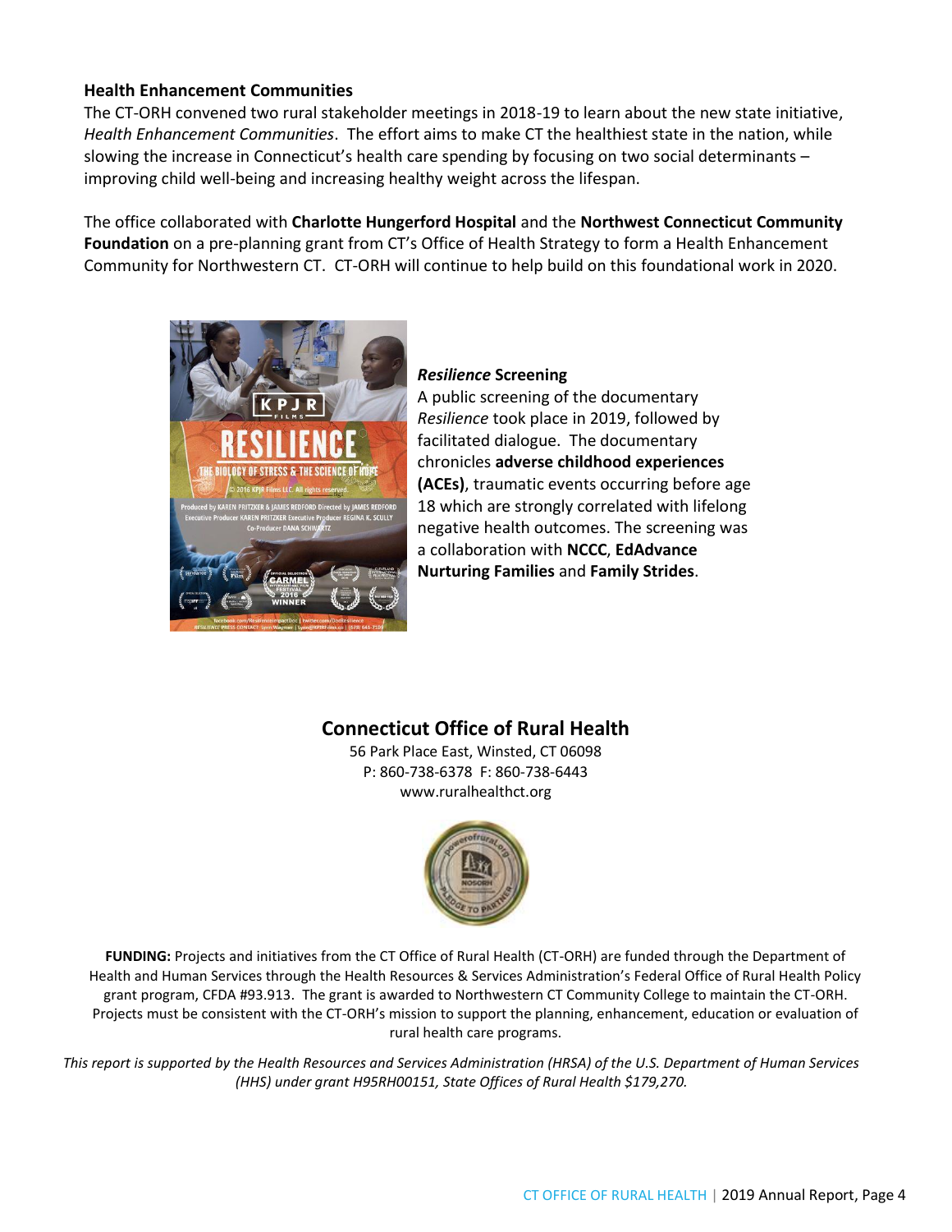### Health Enhancement Communities

The CT-ORH convened two rural stakeholder meetings in 2018-19 to learn about the new state initiative, *Health Enhancement Communities*. The effort aims to make CT the healthiest state in the nation, while slowing the increase in Connecticut's health care spending by focusing on two social determinants – improving child well-being and increasing healthy weight across the lifespan.

The office collaborated with **Charlotte Hungerford Hospital** and the **Northwest Connecticut Community Foundation** on a pre-planning grant from CT's Office of Health Strategy to form a Health Enhancement Community for Northwestern CT. CT-ORH will continue to help build on this foundational work in 2020.

### *Resilience* Screening

A public screening of the documentary *Resilience* took place in 2019, followed by facilitated dialogue. The documentary chronicles **adverse childhood experiences (ACEs)**, traumatic events occurring before age 18 which are strongly correlated with lifelong negative health outcomes. The screening was a collaboration with **NCCC**, **EdAdvance Nurturing Families** and **Family Strides**.

## Connecticut Office of Rural Health

56 Park Place East, Winsted, CT 06098
P: 860-738-6378 F: 860-738-6443
www.ruralhealthct.org

**FUNDING:** Projects and initiatives from the CT Office of Rural Health (CT-ORH) are funded through the Department of Health and Human Services through the Health Resources & Services Administration's Federal Office of Rural Health Policy grant program, CFDA #93.913. The grant is awarded to Northwestern CT Community College to maintain the CT-ORH. Projects must be consistent with the CT-ORH's mission to support the planning, enhancement, education or evaluation of rural health care programs.

*This report is supported by the Health Resources and Services Administration (HRSA) of the U.S. Department of Human Services (HHS) under grant H95RH00151, State Offices of Rural Health $179,270.*